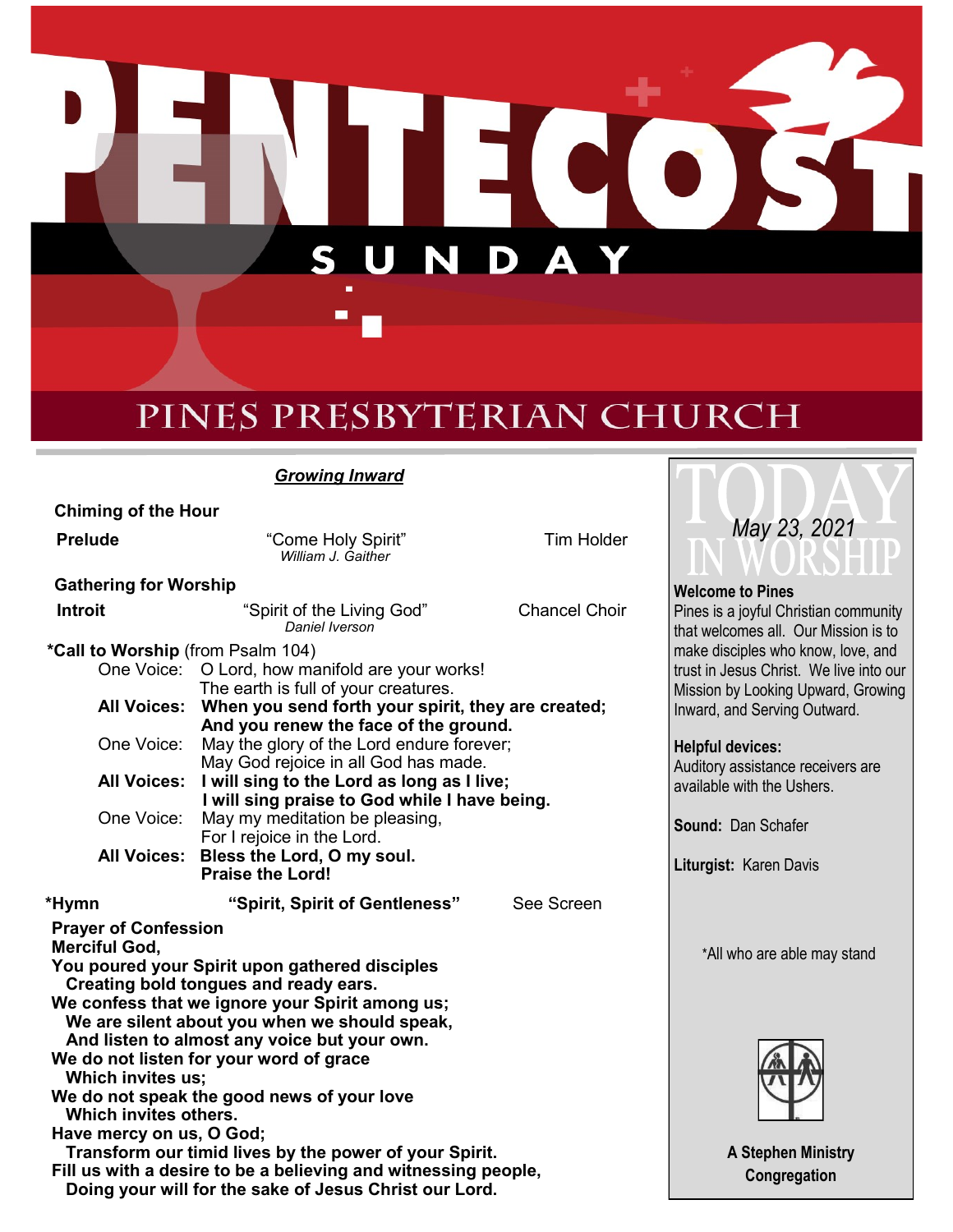# PENTECOST SUNDAY

## PINES PRESBYTERIAN CHURCH

### *Growing Inward*

**Chiming of the Hour**

**Prelude** — "Come Holy Spirit" *William J. Gaither* — Tim Holder

**Gathering for Worship**

**Introit** — "Spirit of the Living God" *Daniel Iverson* — Chancel Choir

**\*Call to Worship** (from Psalm 104)

One Voice: O Lord, how manifold are your works!
The earth is full of your creatures.

**All Voices: When you send forth your spirit, they are created;**
**And you renew the face of the ground.**

One Voice: May the glory of the Lord endure forever;
May God rejoice in all God has made.

**All Voices: I will sing to the Lord as long as I live;**
**I will sing praise to God while I have being.**

One Voice: May my meditation be pleasing,
For I rejoice in the Lord.

**All Voices: Bless the Lord, O my soul.**
**Praise the Lord!**

**\*Hymn** — **"Spirit, Spirit of Gentleness"** — See Screen

**Prayer of Confession**

**Merciful God,**
**You poured your Spirit upon gathered disciples**
**Creating bold tongues and ready ears.**
**We confess that we ignore your Spirit among us;**
**We are silent about you when we should speak,**
**And listen to almost any voice but your own.**
**We do not listen for your word of grace**
**Which invites us;**
**We do not speak the good news of your love**
**Which invites others.**
**Have mercy on us, O God;**
**Transform our timid lives by the power of your Spirit.**
**Fill us with a desire to be a believing and witnessing people,**
**Doing your will for the sake of Jesus Christ our Lord.**

---

## TODAY IN WORSHIP

*May 23, 2021*

**Welcome to Pines**
Pines is a joyful Christian community that welcomes all. Our Mission is to make disciples who know, love, and trust in Jesus Christ. We live into our Mission by Looking Upward, Growing Inward, and Serving Outward.

**Helpful devices:**
Auditory assistance receivers are available with the Ushers.

**Sound:** Dan Schafer

**Liturgist:** Karen Davis

\*All who are able may stand

**A Stephen Ministry Congregation**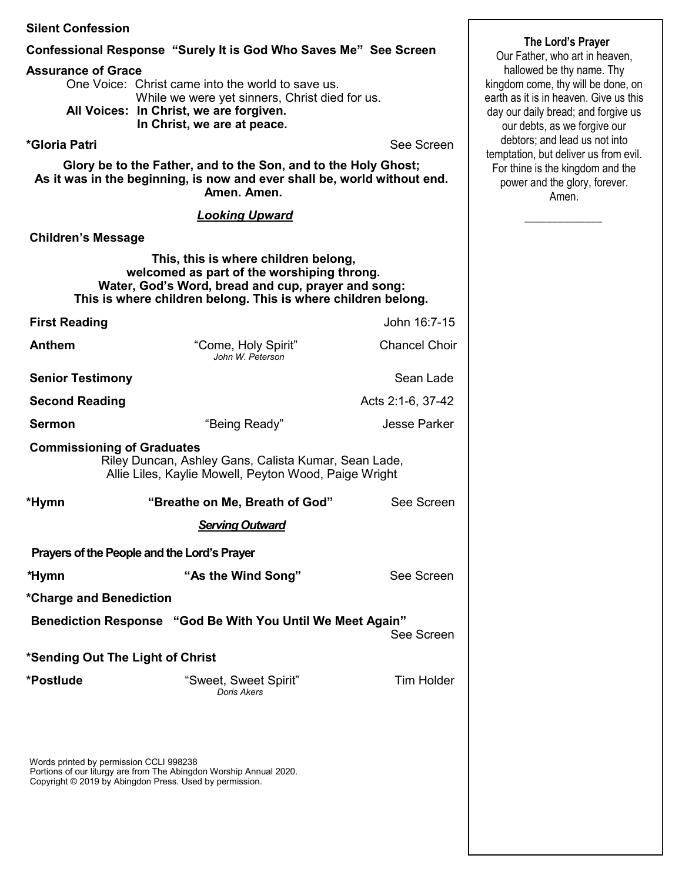**Silent Confession**

**Confessional Response "Surely It is God Who Saves Me" See Screen**

**Assurance of Grace**

One Voice: Christ came into the world to save us.
While we were yet sinners, Christ died for us.

**All Voices: In Christ, we are forgiven.**
**In Christ, we are at peace.**

**\*Gloria Patri** See Screen

**Glory be to the Father, and to the Son, and to the Holy Ghost;**
**As it was in the beginning, is now and ever shall be, world without end.**
**Amen. Amen.**

***Looking Upward***

**Children's Message**

**This, this is where children belong,**
**welcomed as part of the worshiping throng.**
**Water, God's Word, bread and cup, prayer and song:**
**This is where children belong. This is where children belong.**

**First Reading** John 16:7-15

**Anthem** "Come, Holy Spirit" *John W. Peterson* Chancel Choir

**Senior Testimony** Sean Lade

**Second Reading** Acts 2:1-6, 37-42

**Sermon** "Being Ready" Jesse Parker

**Commissioning of Graduates**

Riley Duncan, Ashley Gans, Calista Kumar, Sean Lade,
Allie Liles, Kaylie Mowell, Peyton Wood, Paige Wright

**\*Hymn "Breathe on Me, Breath of God"** See Screen

***Serving Outward***

**Prayers of the People and the Lord's Prayer**

**\*Hymn "As the Wind Song"** See Screen

**\*Charge and Benediction**

**Benediction Response "God Be With You Until We Meet Again"** See Screen

**\*Sending Out The Light of Christ**

**\*Postlude** "Sweet, Sweet Spirit" *Doris Akers* Tim Holder

Words printed by permission CCLI 998238
Portions of our liturgy are from The Abingdon Worship Annual 2020.
Copyright © 2019 by Abingdon Press. Used by permission.

**The Lord's Prayer**

Our Father, who art in heaven, hallowed be thy name. Thy kingdom come, thy will be done, on earth as it is in heaven. Give us this day our daily bread; and forgive us our debts, as we forgive our debtors; and lead us not into temptation, but deliver us from evil. For thine is the kingdom and the power and the glory, forever. Amen.

\_\_\_\_\_\_\_\_\_\_\_\_\_\_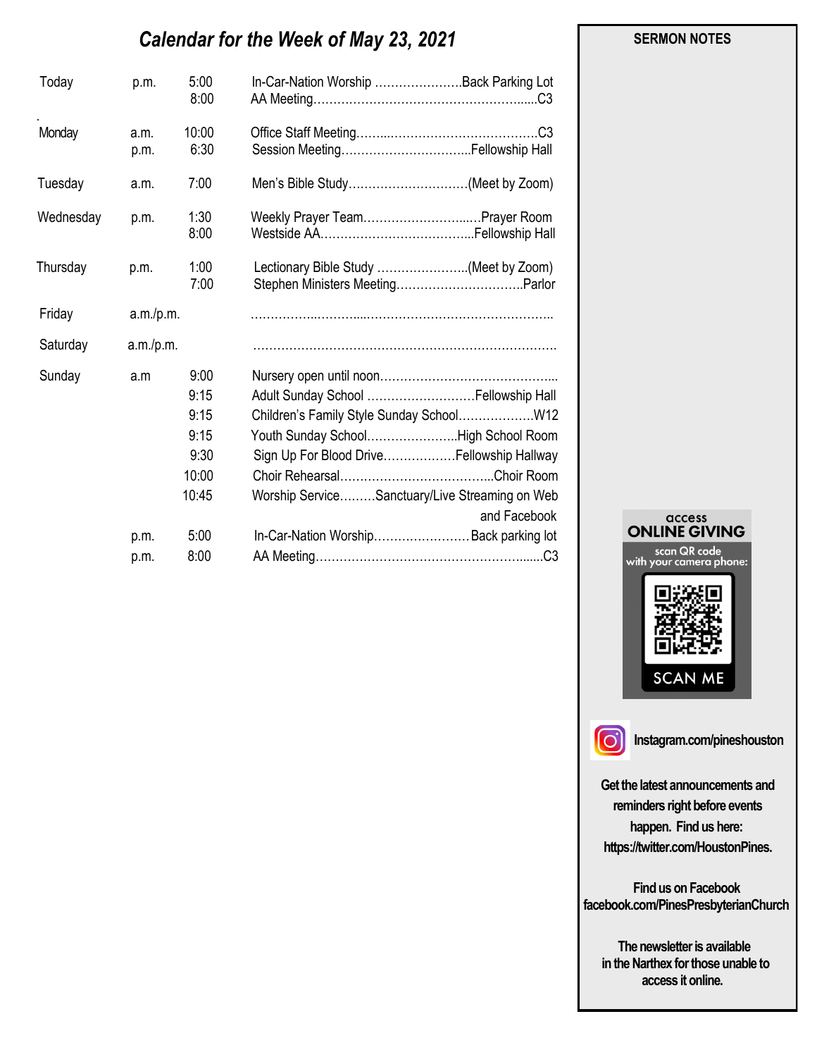## *Calendar for the Week of May 23, 2021*

| Day | | Time | Event | Location |
|---|---|---|---|---|
| Today | p.m. | 5:00 | In-Car-Nation Worship | Back Parking Lot |
| | | 8:00 | AA Meeting | C3 |
| Monday | a.m. | 10:00 | Office Staff Meeting | C3 |
| | p.m. | 6:30 | Session Meeting | Fellowship Hall |
| Tuesday | a.m. | 7:00 | Men's Bible Study | (Meet by Zoom) |
| Wednesday | p.m. | 1:30 | Weekly Prayer Team | Prayer Room |
| | | 8:00 | Westside AA | Fellowship Hall |
| Thursday | p.m. | 1:00 | Lectionary Bible Study | (Meet by Zoom) |
| | | 7:00 | Stephen Ministers Meeting | Parlor |
| Friday | a.m./p.m. | | | |
| Saturday | a.m./p.m. | | | |
| Sunday | a.m | 9:00 | Nursery open until noon | |
| | | 9:15 | Adult Sunday School | Fellowship Hall |
| | | 9:15 | Children's Family Style Sunday School | W12 |
| | | 9:15 | Youth Sunday School | High School Room |
| | | 9:30 | Sign Up For Blood Drive | Fellowship Hallway |
| | | 10:00 | Choir Rehearsal | Choir Room |
| | | 10:45 | Worship Service | Sanctuary/Live Streaming on Web and Facebook |
| | p.m. | 5:00 | In-Car-Nation Worship | Back parking lot |
| | p.m. | 8:00 | AA Meeting | C3 |

**SERMON NOTES**

access
**ONLINE GIVING**
scan QR code with your camera phone:
SCAN ME

**Instagram.com/pineshouston**

**Get the latest announcements and reminders right before events happen. Find us here: https://twitter.com/HoustonPines.**

**Find us on Facebook facebook.com/PinesPresbyterianChurch**

**The newsletter is available in the Narthex for those unable to access it online.**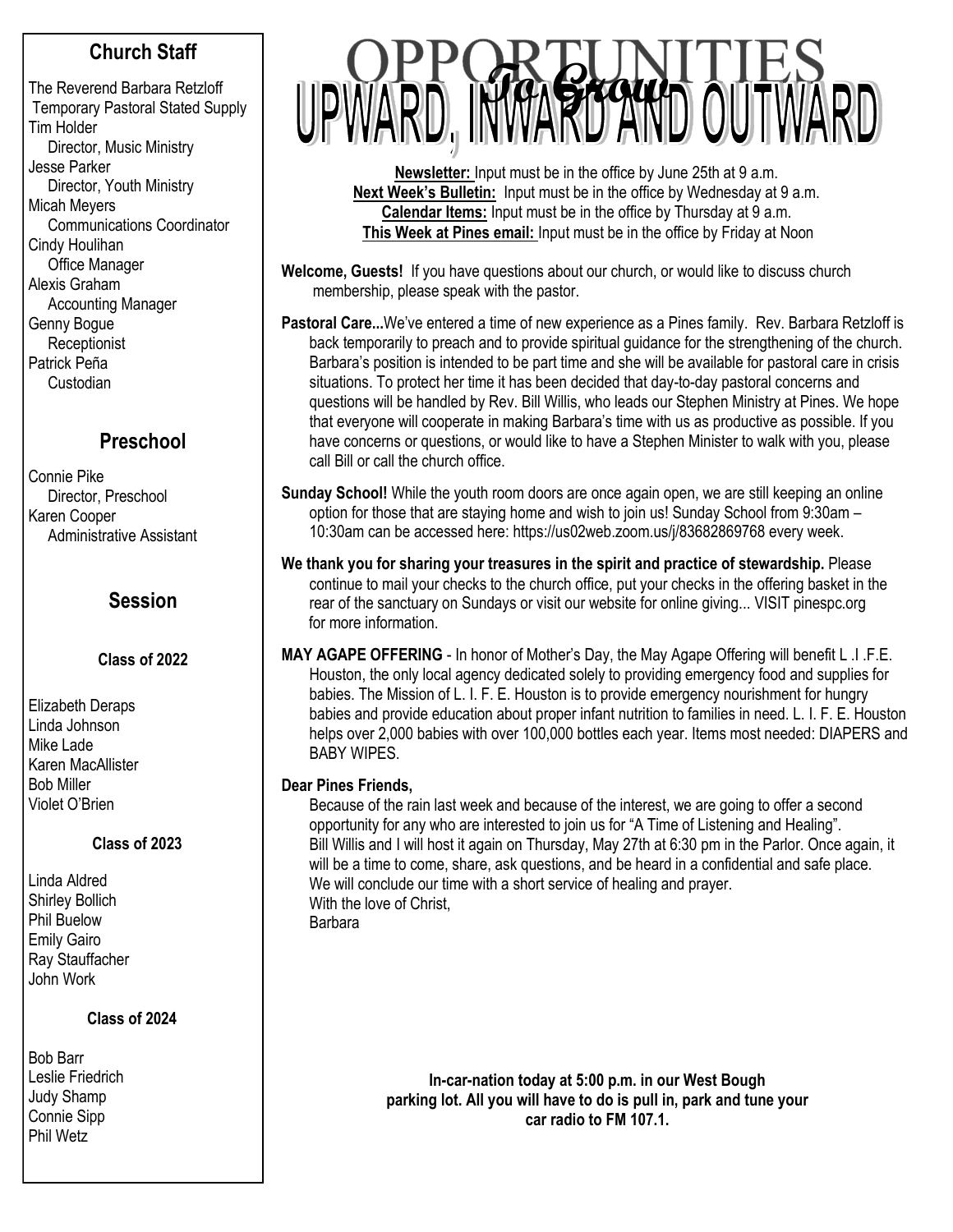## Church Staff

The Reverend Barbara Retzloff
Temporary Pastoral Stated Supply
Tim Holder
Director, Music Ministry
Jesse Parker
Director, Youth Ministry
Micah Meyers
Communications Coordinator
Cindy Houlihan
Office Manager
Alexis Graham
Accounting Manager
Genny Bogue
Receptionist
Patrick Peña
Custodian

## Preschool

Connie Pike
Director, Preschool
Karen Cooper
Administrative Assistant

## Session

### Class of 2022

Elizabeth Deraps
Linda Johnson
Mike Lade
Karen MacAllister
Bob Miller
Violet O'Brien

### Class of 2023

Linda Aldred
Shirley Bollich
Phil Buelow
Emily Gairo
Ray Stauffacher
John Work

### Class of 2024

Bob Barr
Leslie Friedrich
Judy Shamp
Connie Sipp
Phil Wetz

# OPPORTUNITIES To Grow UPWARD, INWARD AND OUTWARD

**Newsletter:** Input must be in the office by June 25th at 9 a.m.
**Next Week's Bulletin:** Input must be in the office by Wednesday at 9 a.m.
**Calendar Items:** Input must be in the office by Thursday at 9 a.m.
**This Week at Pines email:** Input must be in the office by Friday at Noon

**Welcome, Guests!** If you have questions about our church, or would like to discuss church membership, please speak with the pastor.

**Pastoral Care...**We've entered a time of new experience as a Pines family. Rev. Barbara Retzloff is back temporarily to preach and to provide spiritual guidance for the strengthening of the church. Barbara's position is intended to be part time and she will be available for pastoral care in crisis situations. To protect her time it has been decided that day-to-day pastoral concerns and questions will be handled by Rev. Bill Willis, who leads our Stephen Ministry at Pines. We hope that everyone will cooperate in making Barbara's time with us as productive as possible. If you have concerns or questions, or would like to have a Stephen Minister to walk with you, please call Bill or call the church office.

**Sunday School!** While the youth room doors are once again open, we are still keeping an online option for those that are staying home and wish to join us! Sunday School from 9:30am – 10:30am can be accessed here: https://us02web.zoom.us/j/83682869768 every week.

**We thank you for sharing your treasures in the spirit and practice of stewardship.** Please continue to mail your checks to the church office, put your checks in the offering basket in the rear of the sanctuary on Sundays or visit our website for online giving... VISIT pinespc.org for more information.

**MAY AGAPE OFFERING** - In honor of Mother's Day, the May Agape Offering will benefit L .I .F.E. Houston, the only local agency dedicated solely to providing emergency food and supplies for babies. The Mission of L. I. F. E. Houston is to provide emergency nourishment for hungry babies and provide education about proper infant nutrition to families in need. L. I. F. E. Houston helps over 2,000 babies with over 100,000 bottles each year. Items most needed: DIAPERS and BABY WIPES.

**Dear Pines Friends,**

Because of the rain last week and because of the interest, we are going to offer a second opportunity for any who are interested to join us for "A Time of Listening and Healing". Bill Willis and I will host it again on Thursday, May 27th at 6:30 pm in the Parlor. Once again, it will be a time to come, share, ask questions, and be heard in a confidential and safe place. We will conclude our time with a short service of healing and prayer.
With the love of Christ,
Barbara

**In-car-nation today at 5:00 p.m. in our West Bough parking lot. All you will have to do is pull in, park and tune your car radio to FM 107.1.**